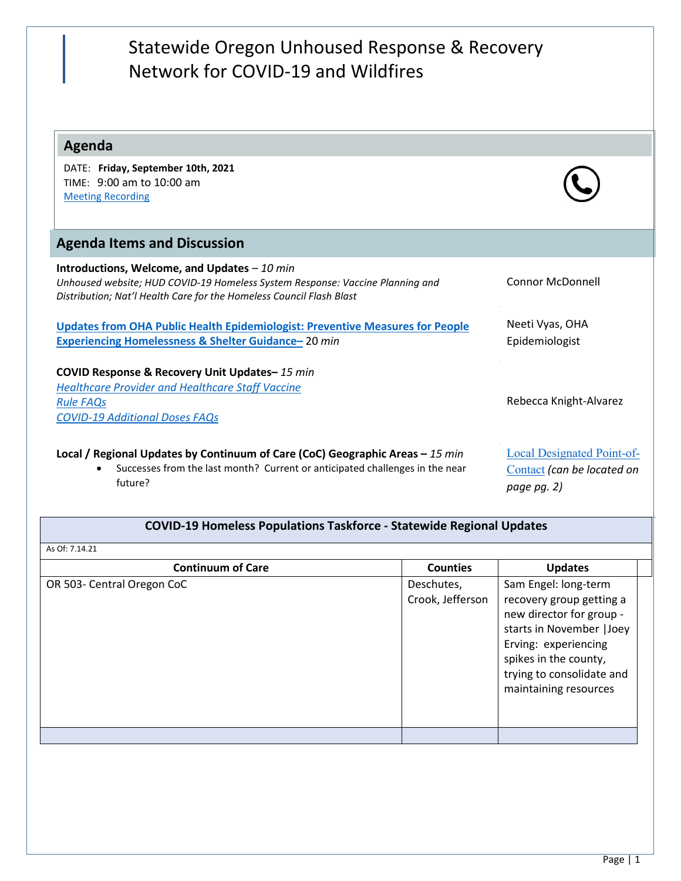# Statewide Oregon Unhoused Response & Recovery Network for COVID-19 and Wildfires

## Agenda

DATE: **Friday, September 10th, 2021**
TIME: 9:00 am to 10:00 am
[Meeting Recording]

## Agenda Items and Discussion

**Introductions, Welcome, and Updates** – *10 min*
*Unhoused website; HUD COVID-19 Homeless System Response: Vaccine Planning and Distribution; Nat'l Health Care for the Homeless Council Flash Blast* — Connor McDonnell

**Updates from OHA Public Health Epidemiologist: Preventive Measures for People Experiencing Homelessness & Shelter Guidance–** 20 *min* — Neeti Vyas, OHA Epidemiologist

**COVID Response & Recovery Unit Updates–** *15 min*
*Healthcare Provider and Healthcare Staff Vaccine Rule FAQs*
*COVID-19 Additional Doses FAQs* — Rebecca Knight-Alvarez

**Local / Regional Updates by Continuum of Care (CoC) Geographic Areas** – *15 min* — Local Designated Point-of-Contact *(can be located on page pg. 2)*

- Successes from the last month? Current or anticipated challenges in the near future?

| COVID-19 Homeless Populations Taskforce - Statewide Regional Updates | | |
|---|---|---|
| As Of: 7.14.21 | | |
| **Continuum of Care** | **Counties** | **Updates** |
| OR 503- Central Oregon CoC | Deschutes, Crook, Jefferson | Sam Engel: long-term recovery group getting a new director for group - starts in November \|Joey Erving: experiencing spikes in the county, trying to consolidate and maintaining resources |
| | | |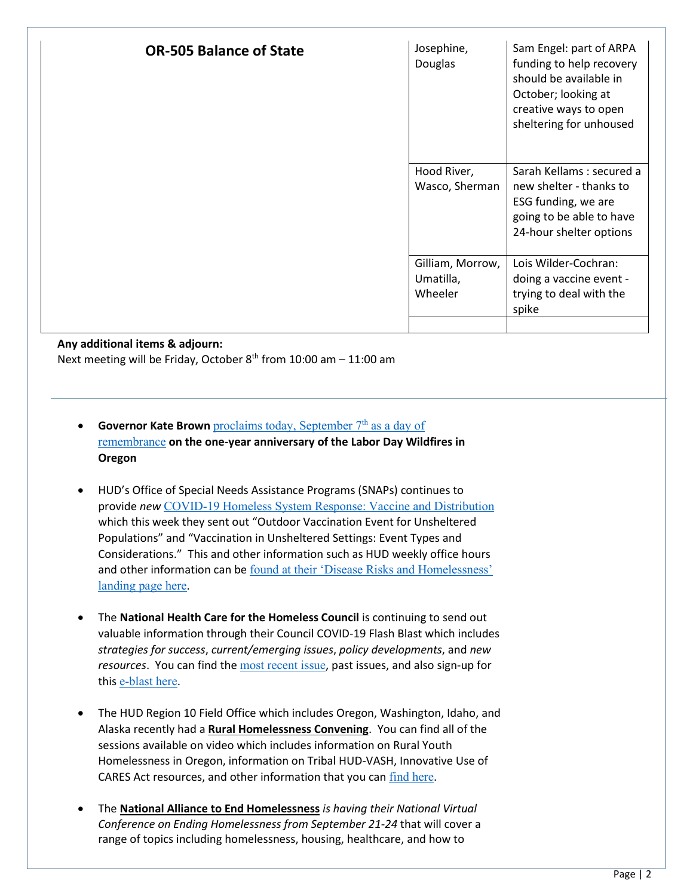| OR-505 Balance of State | Josephine, Douglas | Sam Engel: part of ARPA funding to help recovery should be available in October; looking at creative ways to open sheltering for unhoused |
|---|---|---|
| | Hood River, Wasco, Sherman | Sarah Kellams : secured a new shelter - thanks to ESG funding, we are going to be able to have 24-hour shelter options |
| | Gilliam, Morrow, Umatilla, Wheeler | Lois Wilder-Cochran: doing a vaccine event - trying to deal with the spike |
| | | |

**Any additional items & adjourn:**
Next meeting will be Friday, October 8th from 10:00 am – 11:00 am

- **Governor Kate Brown** proclaims today, September 7th as a day of remembrance **on the one-year anniversary of the Labor Day Wildfires in Oregon**

- HUD's Office of Special Needs Assistance Programs (SNAPs) continues to provide *new* COVID-19 Homeless System Response: Vaccine and Distribution which this week they sent out "Outdoor Vaccination Event for Unsheltered Populations" and "Vaccination in Unsheltered Settings: Event Types and Considerations." This and other information such as HUD weekly office hours and other information can be found at their 'Disease Risks and Homelessness' landing page here.

- The **National Health Care for the Homeless Council** is continuing to send out valuable information through their Council COVID-19 Flash Blast which includes *strategies for success*, *current/emerging issues*, *policy developments*, and *new resources*. You can find the most recent issue, past issues, and also sign-up for this e-blast here.

- The HUD Region 10 Field Office which includes Oregon, Washington, Idaho, and Alaska recently had a **Rural Homelessness Convening**. You can find all of the sessions available on video which includes information on Rural Youth Homelessness in Oregon, information on Tribal HUD-VASH, Innovative Use of CARES Act resources, and other information that you can find here.

- The **National Alliance to End Homelessness** *is having their National Virtual Conference on Ending Homelessness from September 21-24* that will cover a range of topics including homelessness, housing, healthcare, and how to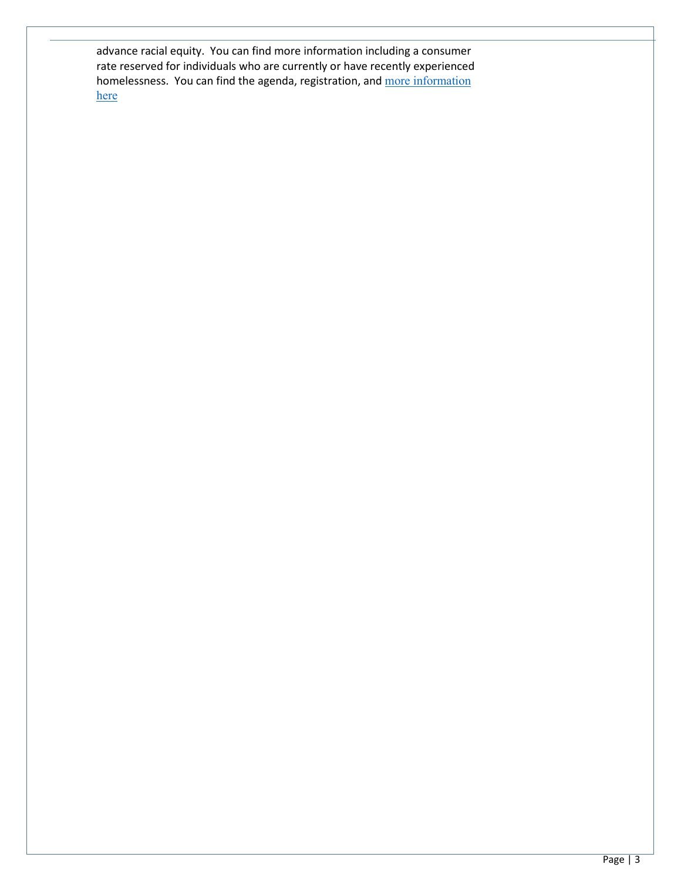advance racial equity. You can find more information including a consumer rate reserved for individuals who are currently or have recently experienced homelessness. You can find the agenda, registration, and more information here